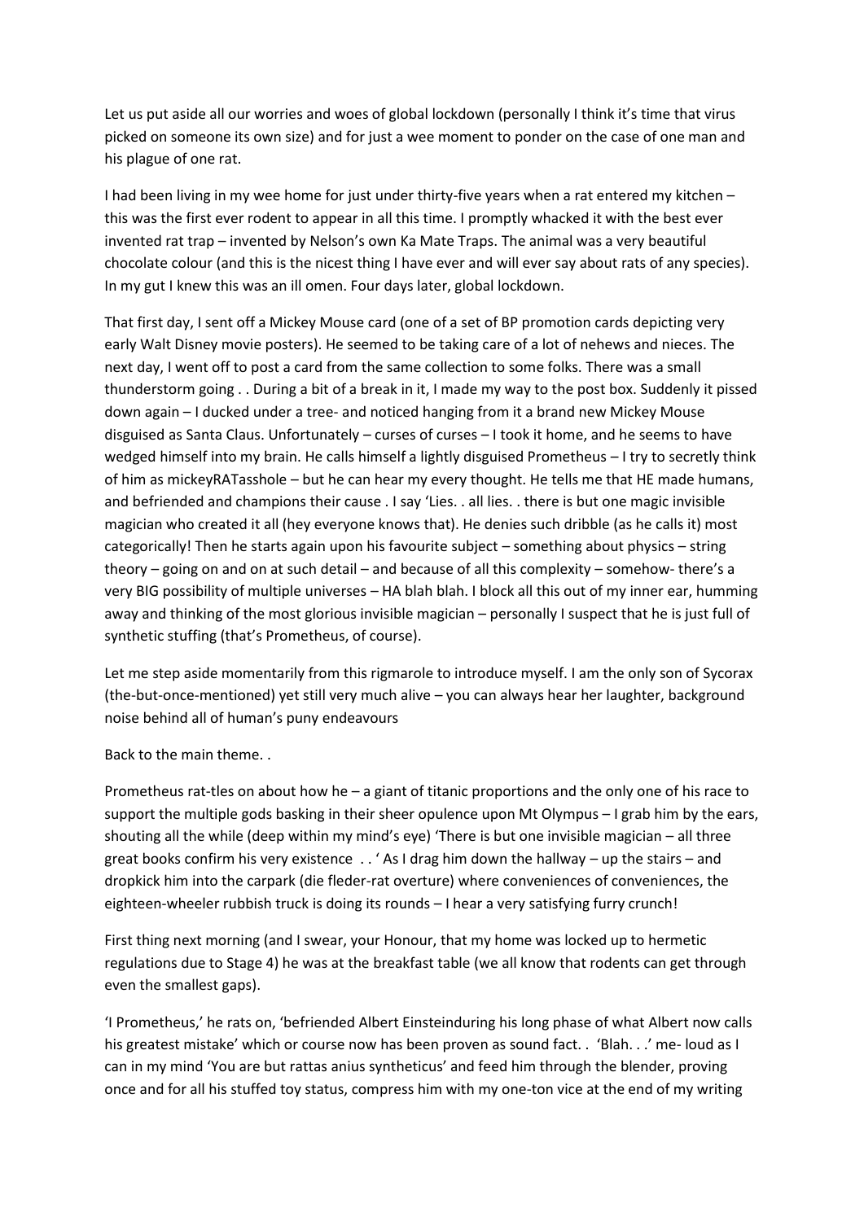Let us put aside all our worries and woes of global lockdown (personally I think it's time that virus picked on someone its own size) and for just a wee moment to ponder on the case of one man and his plague of one rat.

I had been living in my wee home for just under thirty-five years when a rat entered my kitchen – this was the first ever rodent to appear in all this time. I promptly whacked it with the best ever invented rat trap – invented by Nelson's own Ka Mate Traps. The animal was a very beautiful chocolate colour (and this is the nicest thing I have ever and will ever say about rats of any species). In my gut I knew this was an ill omen. Four days later, global lockdown.

That first day, I sent off a Mickey Mouse card (one of a set of BP promotion cards depicting very early Walt Disney movie posters). He seemed to be taking care of a lot of nehews and nieces. The next day, I went off to post a card from the same collection to some folks. There was a small thunderstorm going . . During a bit of a break in it, I made my way to the post box. Suddenly it pissed down again – I ducked under a tree- and noticed hanging from it a brand new Mickey Mouse disguised as Santa Claus. Unfortunately – curses of curses – I took it home, and he seems to have wedged himself into my brain. He calls himself a lightly disguised Prometheus – I try to secretly think of him as mickeyRATasshole – but he can hear my every thought. He tells me that HE made humans, and befriended and champions their cause . I say 'Lies. . all lies. . there is but one magic invisible magician who created it all (hey everyone knows that). He denies such dribble (as he calls it) most categorically! Then he starts again upon his favourite subject – something about physics – string theory – going on and on at such detail – and because of all this complexity – somehow- there's a very BIG possibility of multiple universes – HA blah blah. I block all this out of my inner ear, humming away and thinking of the most glorious invisible magician – personally I suspect that he is just full of synthetic stuffing (that's Prometheus, of course).

Let me step aside momentarily from this rigmarole to introduce myself. I am the only son of Sycorax (the-but-once-mentioned) yet still very much alive – you can always hear her laughter, background noise behind all of human's puny endeavours

Back to the main theme. .

Prometheus rat-tles on about how he – a giant of titanic proportions and the only one of his race to support the multiple gods basking in their sheer opulence upon Mt Olympus – I grab him by the ears, shouting all the while (deep within my mind's eye) 'There is but one invisible magician – all three great books confirm his very existence . . ' As I drag him down the hallway – up the stairs – and dropkick him into the carpark (die fleder-rat overture) where conveniences of conveniences, the eighteen-wheeler rubbish truck is doing its rounds – I hear a very satisfying furry crunch!

First thing next morning (and I swear, your Honour, that my home was locked up to hermetic regulations due to Stage 4) he was at the breakfast table (we all know that rodents can get through even the smallest gaps).

'I Prometheus,' he rats on, 'befriended Albert Einsteinduring his long phase of what Albert now calls his greatest mistake' which or course now has been proven as sound fact. . 'Blah. . .' me- loud as I can in my mind 'You are but rattas anius syntheticus' and feed him through the blender, proving once and for all his stuffed toy status, compress him with my one-ton vice at the end of my writing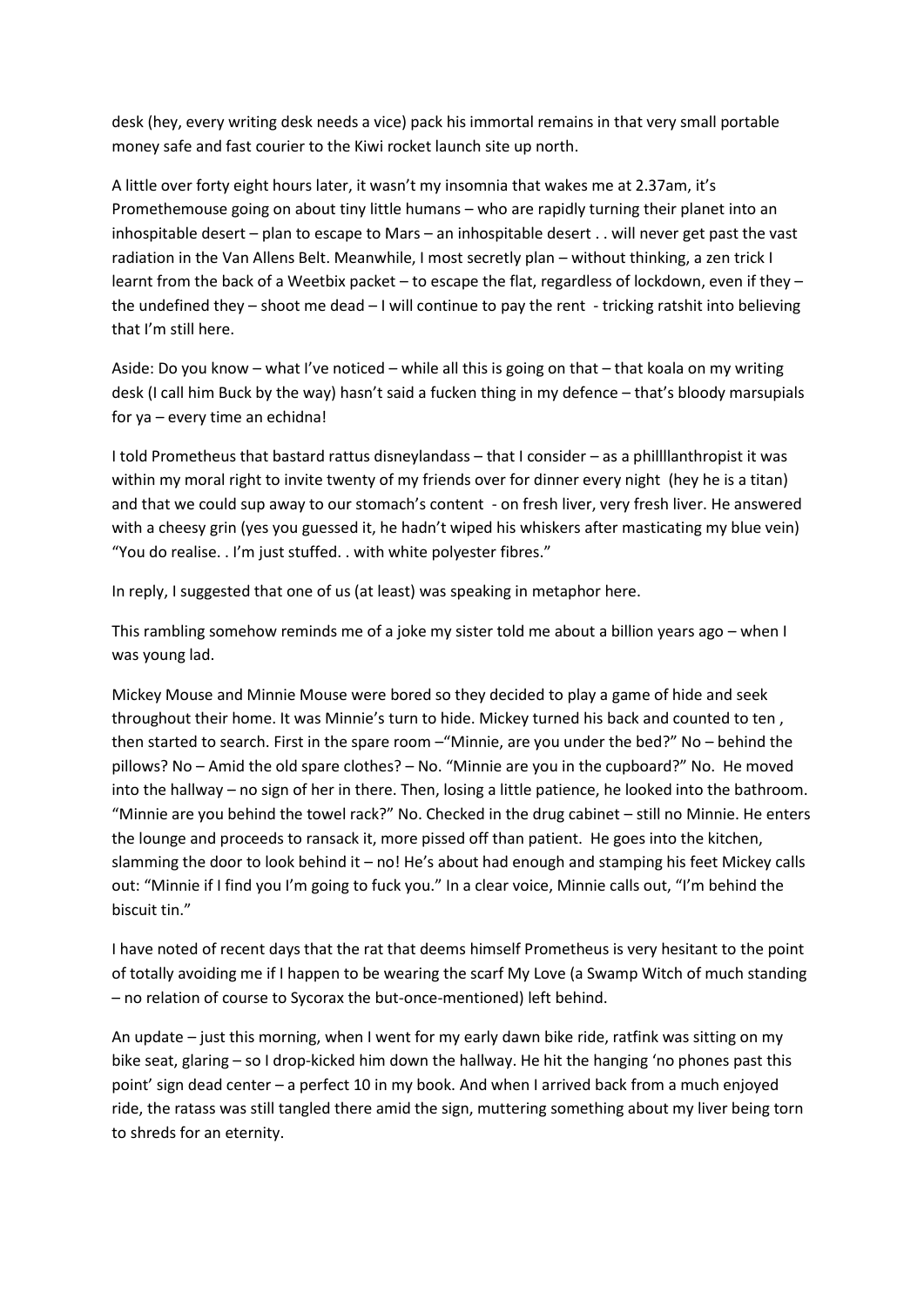desk (hey, every writing desk needs a vice) pack his immortal remains in that very small portable money safe and fast courier to the Kiwi rocket launch site up north.

A little over forty eight hours later, it wasn't my insomnia that wakes me at 2.37am, it's Promethemouse going on about tiny little humans – who are rapidly turning their planet into an inhospitable desert – plan to escape to Mars – an inhospitable desert . . will never get past the vast radiation in the Van Allens Belt. Meanwhile, I most secretly plan – without thinking, a zen trick I learnt from the back of a Weetbix packet – to escape the flat, regardless of lockdown, even if they – the undefined they – shoot me dead – I will continue to pay the rent - tricking ratshit into believing that I'm still here.

Aside: Do you know – what I've noticed – while all this is going on that – that koala on my writing desk (I call him Buck by the way) hasn't said a fucken thing in my defence – that's bloody marsupials for ya – every time an echidna!

I told Prometheus that bastard rattus disneylandass – that I consider – as a phillllanthropist it was within my moral right to invite twenty of my friends over for dinner every night (hey he is a titan) and that we could sup away to our stomach's content - on fresh liver, very fresh liver. He answered with a cheesy grin (yes you guessed it, he hadn't wiped his whiskers after masticating my blue vein) "You do realise. . I'm just stuffed. . with white polyester fibres."

In reply, I suggested that one of us (at least) was speaking in metaphor here.

This rambling somehow reminds me of a joke my sister told me about a billion years ago – when I was young lad.

Mickey Mouse and Minnie Mouse were bored so they decided to play a game of hide and seek throughout their home. It was Minnie's turn to hide. Mickey turned his back and counted to ten , then started to search. First in the spare room –"Minnie, are you under the bed?" No – behind the pillows? No – Amid the old spare clothes? – No. "Minnie are you in the cupboard?" No. He moved into the hallway – no sign of her in there. Then, losing a little patience, he looked into the bathroom. "Minnie are you behind the towel rack?" No. Checked in the drug cabinet – still no Minnie. He enters the lounge and proceeds to ransack it, more pissed off than patient. He goes into the kitchen, slamming the door to look behind it – no! He's about had enough and stamping his feet Mickey calls out: "Minnie if I find you I'm going to fuck you." In a clear voice, Minnie calls out, "I'm behind the biscuit tin."

I have noted of recent days that the rat that deems himself Prometheus is very hesitant to the point of totally avoiding me if I happen to be wearing the scarf My Love (a Swamp Witch of much standing – no relation of course to Sycorax the but-once-mentioned) left behind.

An update – just this morning, when I went for my early dawn bike ride, ratfink was sitting on my bike seat, glaring – so I drop-kicked him down the hallway. He hit the hanging 'no phones past this point' sign dead center – a perfect 10 in my book. And when I arrived back from a much enjoyed ride, the ratass was still tangled there amid the sign, muttering something about my liver being torn to shreds for an eternity.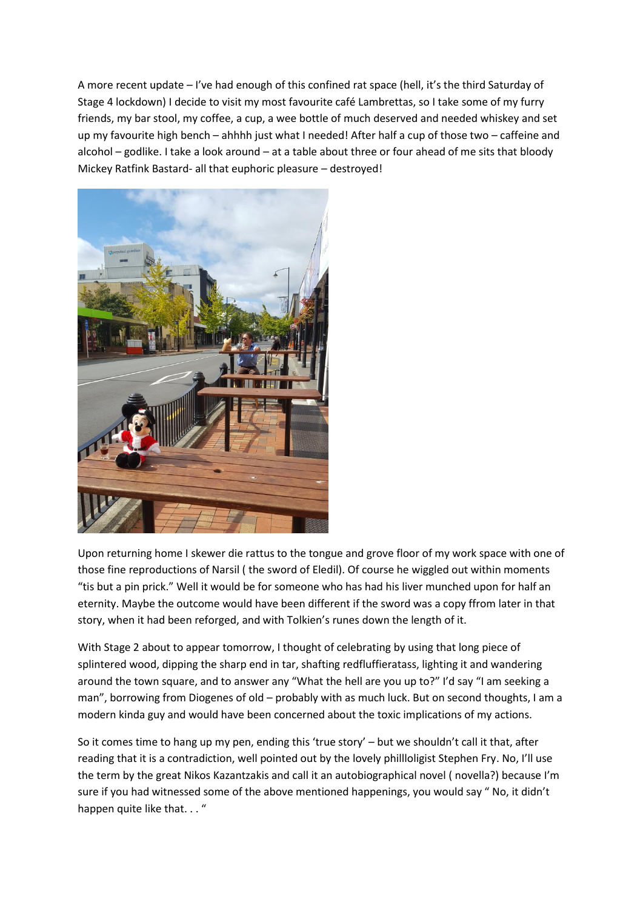A more recent update – I've had enough of this confined rat space (hell, it's the third Saturday of Stage 4 lockdown) I decide to visit my most favourite café Lambrettas, so I take some of my furry friends, my bar stool, my coffee, a cup, a wee bottle of much deserved and needed whiskey and set up my favourite high bench – ahhhh just what I needed! After half a cup of those two – caffeine and alcohol – godlike. I take a look around – at a table about three or four ahead of me sits that bloody Mickey Ratfink Bastard- all that euphoric pleasure – destroyed!

Upon returning home I skewer die rattus to the tongue and grove floor of my work space with one of those fine reproductions of Narsil ( the sword of Eledil). Of course he wiggled out within moments "tis but a pin prick." Well it would be for someone who has had his liver munched upon for half an eternity. Maybe the outcome would have been different if the sword was a copy ffrom later in that story, when it had been reforged, and with Tolkien's runes down the length of it.

With Stage 2 about to appear tomorrow, I thought of celebrating by using that long piece of splintered wood, dipping the sharp end in tar, shafting redfluffieratass, lighting it and wandering around the town square, and to answer any "What the hell are you up to?" I'd say "I am seeking a man", borrowing from Diogenes of old – probably with as much luck. But on second thoughts, I am a modern kinda guy and would have been concerned about the toxic implications of my actions.

So it comes time to hang up my pen, ending this 'true story' – but we shouldn't call it that, after reading that it is a contradiction, well pointed out by the lovely phillloligist Stephen Fry. No, I'll use the term by the great Nikos Kazantzakis and call it an autobiographical novel ( novella?) because I'm sure if you had witnessed some of the above mentioned happenings, you would say " No, it didn't happen quite like that. . . "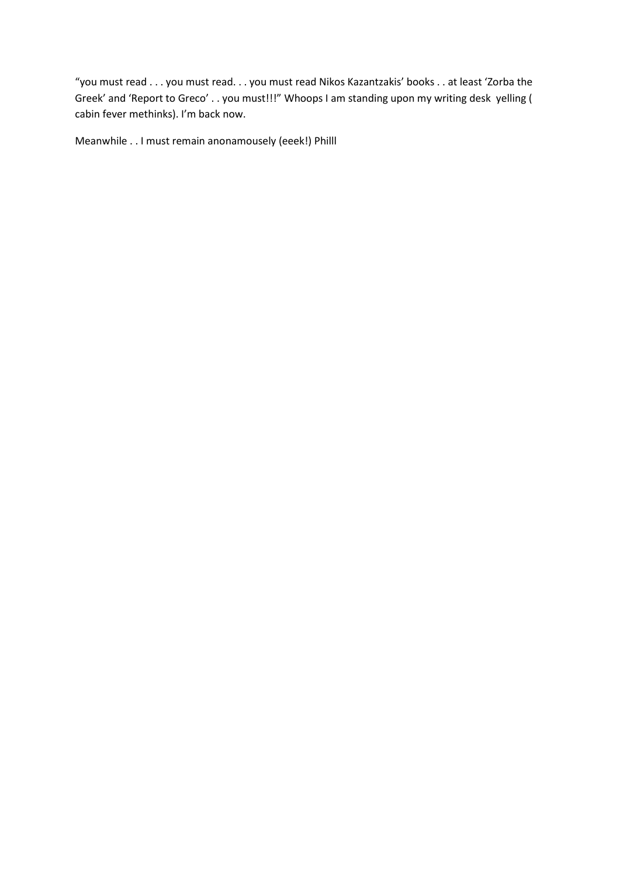"you must read . . . you must read. . . you must read Nikos Kazantzakis' books . . at least 'Zorba the Greek' and 'Report to Greco' . . you must!!!" Whoops I am standing upon my writing desk yelling ( cabin fever methinks). I'm back now.

Meanwhile . . I must remain anonamousely (eeek!) Philll